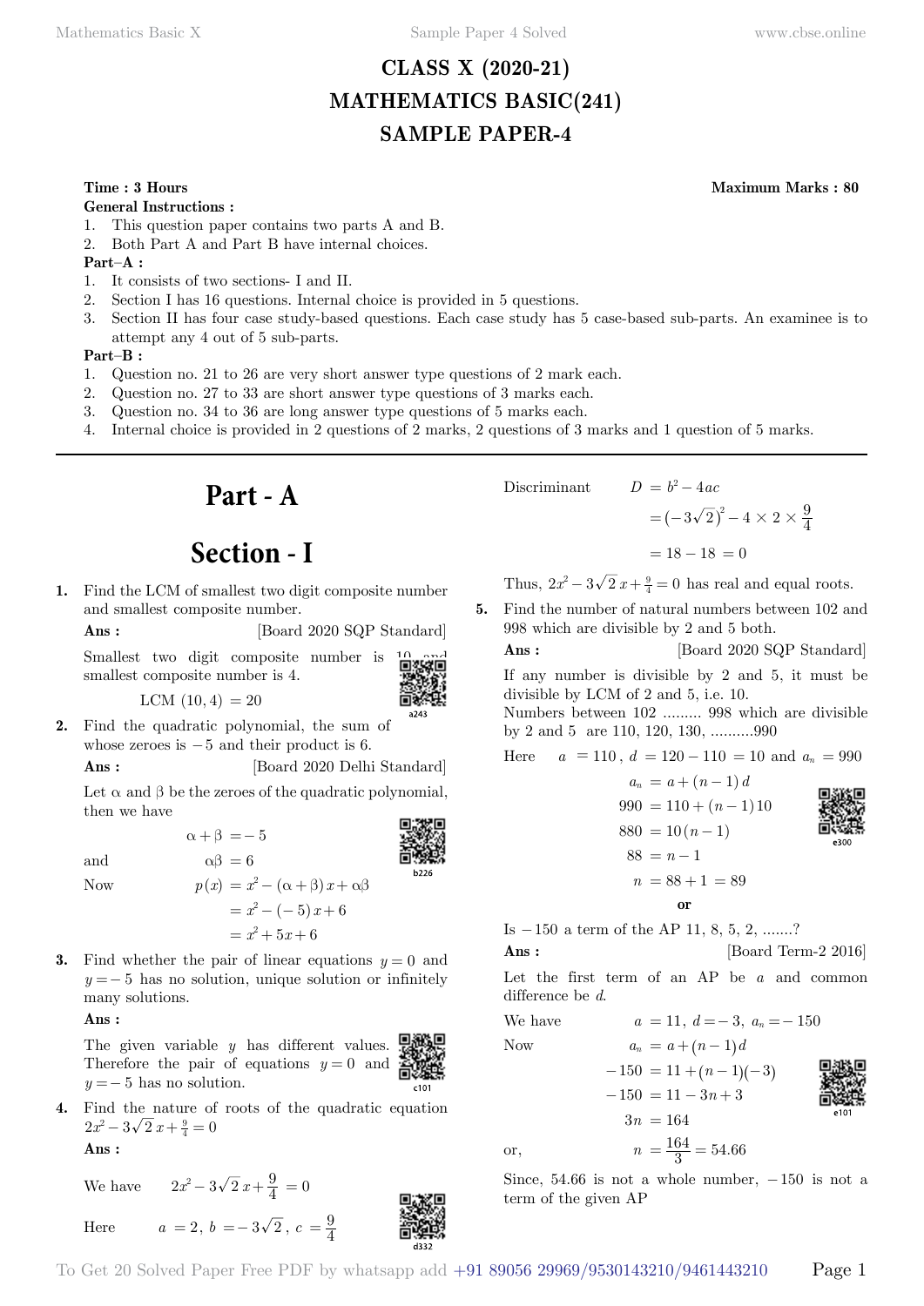# CLASS X (2020-21)
# MATHEMATICS BASIC(241)
# SAMPLE PAPER-4

**Time : 3 Hours** **Maximum Marks : 80**

**General Instructions :**

1. This question paper contains two parts A and B.
2. Both Part A and Part B have internal choices.

**Part–A :**

1. It consists of two sections- I and II.
2. Section I has 16 questions. Internal choice is provided in 5 questions.
3. Section II has four case study-based questions. Each case study has 5 case-based sub-parts. An examinee is to attempt any 4 out of 5 sub-parts.

**Part–B :**

1. Question no. 21 to 26 are very short answer type questions of 2 mark each.
2. Question no. 27 to 33 are short answer type questions of 3 marks each.
3. Question no. 34 to 36 are long answer type questions of 5 marks each.
4. Internal choice is provided in 2 questions of 2 marks, 2 questions of 3 marks and 1 question of 5 marks.

---

# Part - A

# Section - I

**1.** Find the LCM of smallest two digit composite number and smallest composite number.

**Ans :** [Board 2020 SQP Standard]

Smallest two digit composite number is 10 and smallest composite number is 4.

$$\text{LCM }(10, 4) = 20$$

**2.** Find the quadratic polynomial, the sum of whose zeroes is $-5$ and their product is 6.

**Ans :** [Board 2020 Delhi Standard]

Let $\alpha$ and $\beta$ be the zeroes of the quadratic polynomial, then we have

$$\alpha + \beta = -5$$

and $$\alpha\beta = 6$$

Now
$$p(x) = x^2 - (\alpha+\beta)x + \alpha\beta$$
$$= x^2 - (-5)x + 6$$
$$= x^2 + 5x + 6$$

**3.** Find whether the pair of linear equations $y = 0$ and $y = -5$ has no solution, unique solution or infinitely many solutions.

**Ans :**

The given variable $y$ has different values. Therefore the pair of equations $y = 0$ and $y = -5$ has no solution.

**4.** Find the nature of roots of the quadratic equation $2x^2 - 3\sqrt{2}x + \frac{9}{4} = 0$

**Ans :**

We have $$2x^2 - 3\sqrt{2}x + \frac{9}{4} = 0$$

Here $$a = 2,\ b = -3\sqrt{2},\ c = \frac{9}{4}$$

Discriminant
$$D = b^2 - 4ac$$
$$= (-3\sqrt{2})^2 - 4 \times 2 \times \frac{9}{4}$$
$$= 18 - 18 = 0$$

Thus, $2x^2 - 3\sqrt{2}x + \frac{9}{4} = 0$ has real and equal roots.

**5.** Find the number of natural numbers between 102 and 998 which are divisible by 2 and 5 both.

**Ans :** [Board 2020 SQP Standard]

If any number is divisible by 2 and 5, it must be divisible by LCM of 2 and 5, i.e. 10.

Numbers between 102 ......... 998 which are divisible by 2 and 5 are 110, 120, 130, ..........990

Here $a = 110$, $d = 120 - 110 = 10$ and $a_n = 990$

$$a_n = a + (n-1)d$$
$$990 = 110 + (n-1)10$$
$$880 = 10(n-1)$$
$$88 = n - 1$$
$$n = 88 + 1 = 89$$

**or**

Is $-150$ a term of the AP 11, 8, 5, 2, .......?

**Ans :** [Board Term-2 2016]

Let the first term of an AP be $a$ and common difference be $d$.

We have $$a = 11,\ d = -3,\ a_n = -150$$

Now
$$a_n = a + (n-1)d$$
$$-150 = 11 + (n-1)(-3)$$
$$-150 = 11 - 3n + 3$$
$$3n = 164$$

or, $$n = \frac{164}{3} = 54.66$$

Since, 54.66 is not a whole number, $-150$ is not a term of the given AP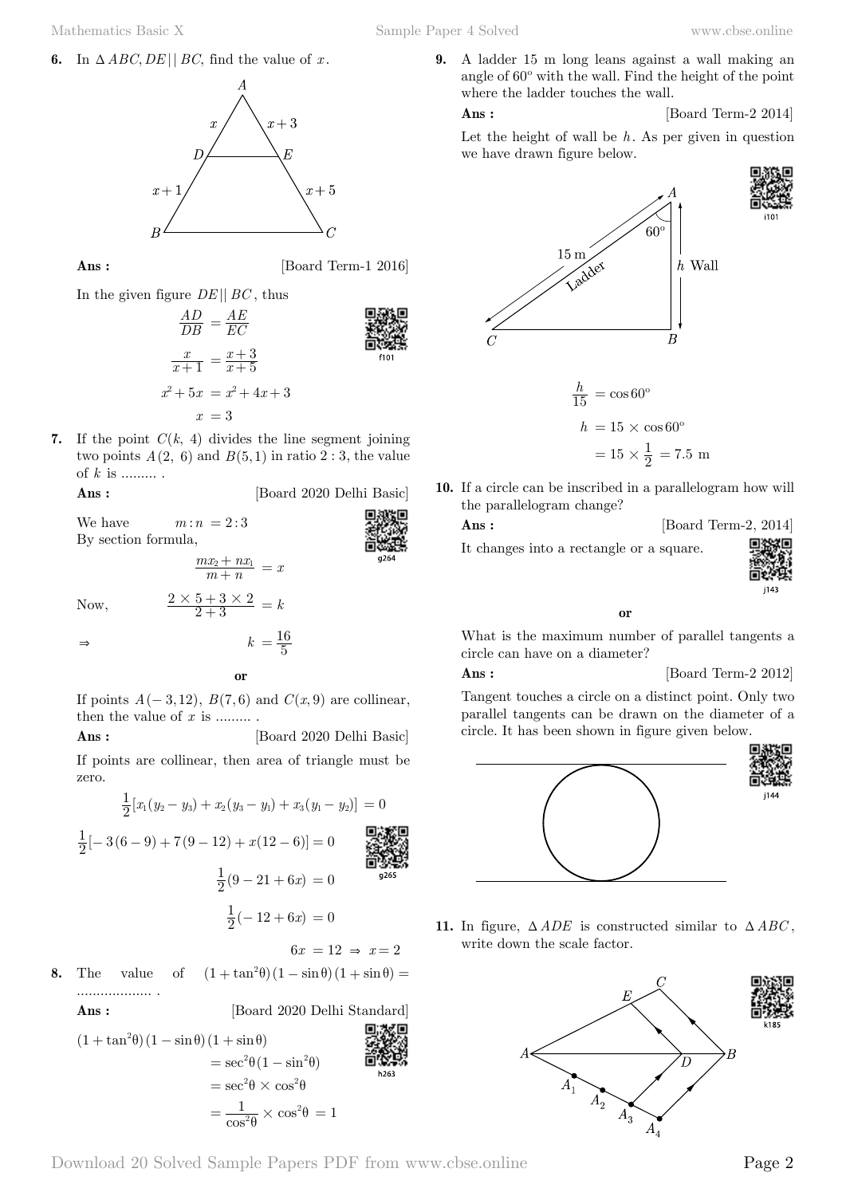**6.** In $\Delta ABC, DE || BC$, find the value of $x$.

A
x    x + 3
D    E
x + 1    x + 5
B    C

**Ans :** [Board Term-1 2016]

In the given figure $DE || BC$, thus

$$\frac{AD}{DB} = \frac{AE}{EC}$$

$$\frac{x}{x+1} = \frac{x+3}{x+5}$$

$$x^2 + 5x = x^2 + 4x + 3$$

$$x = 3$$

**7.** If the point $C(k, 4)$ divides the line segment joining two points $A(2, 6)$ and $B(5, 1)$ in ratio $2:3$, the value of $k$ is ......... .

**Ans :** [Board 2020 Delhi Basic]

We have $m:n = 2:3$

By section formula,

$$\frac{mx_2 + nx_1}{m+n} = x$$

Now, $$\frac{2 \times 5 + 3 \times 2}{2+3} = k$$

$\Rightarrow$ $$k = \frac{16}{5}$$

**or**

If points $A(-3, 12)$, $B(7, 6)$ and $C(x, 9)$ are collinear, then the value of $x$ is ......... .

**Ans :** [Board 2020 Delhi Basic]

If points are collinear, then area of triangle must be zero.

$$\frac{1}{2}[x_1(y_2 - y_3) + x_2(y_3 - y_1) + x_3(y_1 - y_2)] = 0$$

$$\frac{1}{2}[-3(6-9) + 7(9-12) + x(12-6)] = 0$$

$$\frac{1}{2}(9 - 21 + 6x) = 0$$

$$\frac{1}{2}(-12 + 6x) = 0$$

$$6x = 12 \Rightarrow x = 2$$

**8.** The value of $(1 + \tan^2\theta)(1 - \sin\theta)(1 + \sin\theta) =$ ................... .

**Ans :** [Board 2020 Delhi Standard]

$$(1 + \tan^2\theta)(1 - \sin\theta)(1 + \sin\theta)$$
$$= \sec^2\theta(1 - \sin^2\theta)$$
$$= \sec^2\theta \times \cos^2\theta$$
$$= \frac{1}{\cos^2\theta} \times \cos^2\theta = 1$$

**9.** A ladder 15 m long leans against a wall making an angle of $60^\circ$ with the wall. Find the height of the point where the ladder touches the wall.

**Ans :** [Board Term-2 2014]

Let the height of wall be $h$. As per given in question we have drawn figure below.

A
$60^\circ$
15 m
Ladder
$h$ Wall
C
B

$$\frac{h}{15} = \cos 60^\circ$$

$$h = 15 \times \cos 60^\circ$$

$$= 15 \times \frac{1}{2} = 7.5 \text{ m}$$

**10.** If a circle can be inscribed in a parallelogram how will the parallelogram change?

**Ans :** [Board Term-2, 2014]

It changes into a rectangle or a square.

**or**

What is the maximum number of parallel tangents a circle can have on a diameter?

**Ans :** [Board Term-2 2012]

Tangent touches a circle on a distinct point. Only two parallel tangents can be drawn on the diameter of a circle. It has been shown in figure given below.

**11.** In figure, $\Delta ADE$ is constructed similar to $\Delta ABC$, write down the scale factor.

C
E
A
D
B
$A_1$
$A_2$
$A_3$
$A_4$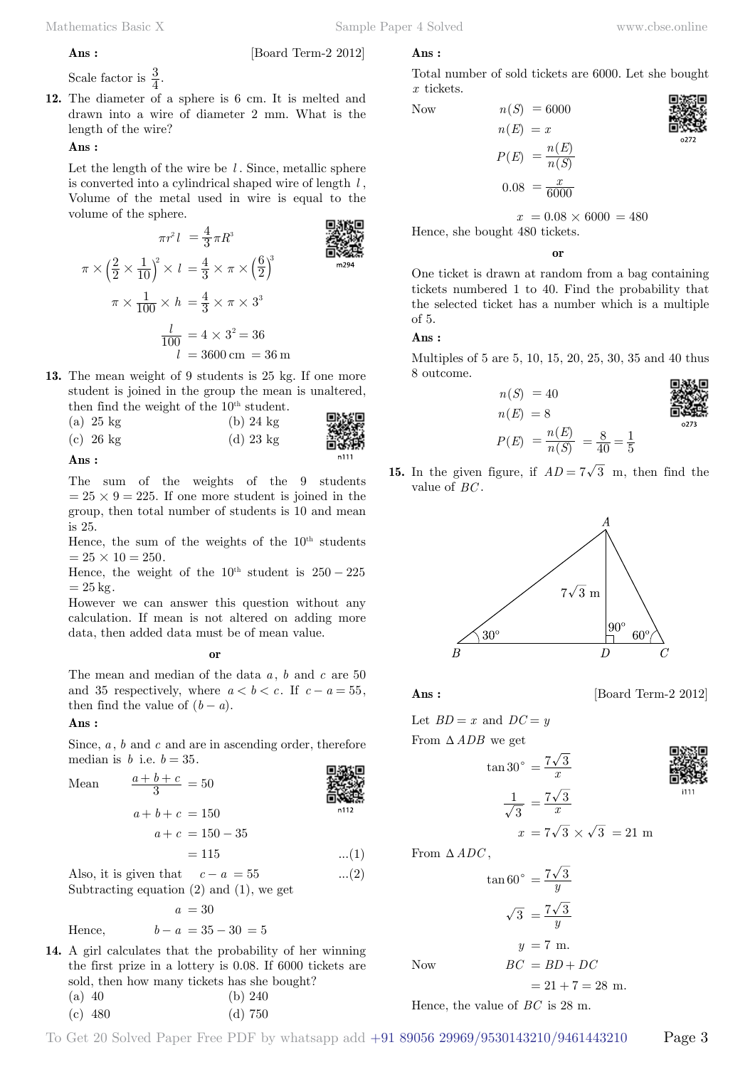**Ans :** [Board Term-2 2012]

Scale factor is $\frac{3}{4}$.

**12.** The diameter of a sphere is 6 cm. It is melted and drawn into a wire of diameter 2 mm. What is the length of the wire?

**Ans :**

Let the length of the wire be $l$. Since, metallic sphere is converted into a cylindrical shaped wire of length $l$, Volume of the metal used in wire is equal to the volume of the sphere.

$$\pi r^2 l = \frac{4}{3}\pi R^3$$

$$\pi \times \left(\frac{2}{2} \times \frac{1}{10}\right)^2 \times l = \frac{4}{3} \times \pi \times \left(\frac{6}{2}\right)^3$$

$$\pi \times \frac{1}{100} \times h = \frac{4}{3} \times \pi \times 3^3$$

$$\frac{l}{100} = 4 \times 3^2 = 36$$

$$l = 3600 \text{ cm} = 36 \text{ m}$$

**13.** The mean weight of 9 students is 25 kg. If one more student is joined in the group the mean is unaltered, then find the weight of the 10th student.

(a) 25 kg (b) 24 kg

(c) 26 kg (d) 23 kg

**Ans :**

The sum of the weights of the 9 students $= 25 \times 9 = 225$. If one more student is joined in the group, then total number of students is 10 and mean is 25.

Hence, the sum of the weights of the 10th students $= 25 \times 10 = 250$.

Hence, the weight of the 10th student is $250 - 225 = 25$ kg.

However we can answer this question without any calculation. If mean is not altered on adding more data, then added data must be of mean value.

**or**

The mean and median of the data $a$, $b$ and $c$ are 50 and 35 respectively, where $a < b < c$. If $c - a = 55$, then find the value of $(b - a)$.

**Ans :**

Since, $a$, $b$ and $c$ and are in ascending order, therefore median is $b$ i.e. $b = 35$.

Mean $$\frac{a+b+c}{3} = 50$$

$$a + b + c = 150$$

$$a + c = 150 - 35$$

$$= 115 \quad \text{...(1)}$$

Also, it is given that $c - a = 55$ ...(2)

Subtracting equation (2) and (1), we get

$$a = 30$$

Hence, $b - a = 35 - 30 = 5$

**14.** A girl calculates that the probability of her winning the first prize in a lottery is 0.08. If 6000 tickets are sold, then how many tickets has she bought?

(a) 40 (b) 240

(c) 480 (d) 750

**Ans :**

Total number of sold tickets are 6000. Let she bought $x$ tickets.

Now $$n(S) = 6000$$

$$n(E) = x$$

$$P(E) = \frac{n(E)}{n(S)}$$

$$0.08 = \frac{x}{6000}$$

$$x = 0.08 \times 6000 = 480$$

Hence, she bought 480 tickets.

**or**

One ticket is drawn at random from a bag containing tickets numbered 1 to 40. Find the probability that the selected ticket has a number which is a multiple of 5.

**Ans :**

Multiples of 5 are 5, 10, 15, 20, 25, 30, 35 and 40 thus 8 outcome.

$$n(S) = 40$$

$$n(E) = 8$$

$$P(E) = \frac{n(E)}{n(S)} = \frac{8}{40} = \frac{1}{5}$$

**15.** In the given figure, if $AD = 7\sqrt{3}$ m, then find the value of $BC$.

A
$7\sqrt{3}$ m
30°
90°
60°
B
D
C

**Ans :** [Board Term-2 2012]

Let $BD = x$ and $DC = y$

From $\Delta ADB$ we get

$$\tan 30^\circ = \frac{7\sqrt{3}}{x}$$

$$\frac{1}{\sqrt{3}} = \frac{7\sqrt{3}}{x}$$

$$x = 7\sqrt{3} \times \sqrt{3} = 21 \text{ m}$$

From $\Delta ADC$,

$$\tan 60^\circ = \frac{7\sqrt{3}}{y}$$

$$\sqrt{3} = \frac{7\sqrt{3}}{y}$$

$$y = 7 \text{ m.}$$

Now $$BC = BD + DC$$

$$= 21 + 7 = 28 \text{ m.}$$

Hence, the value of $BC$ is 28 m.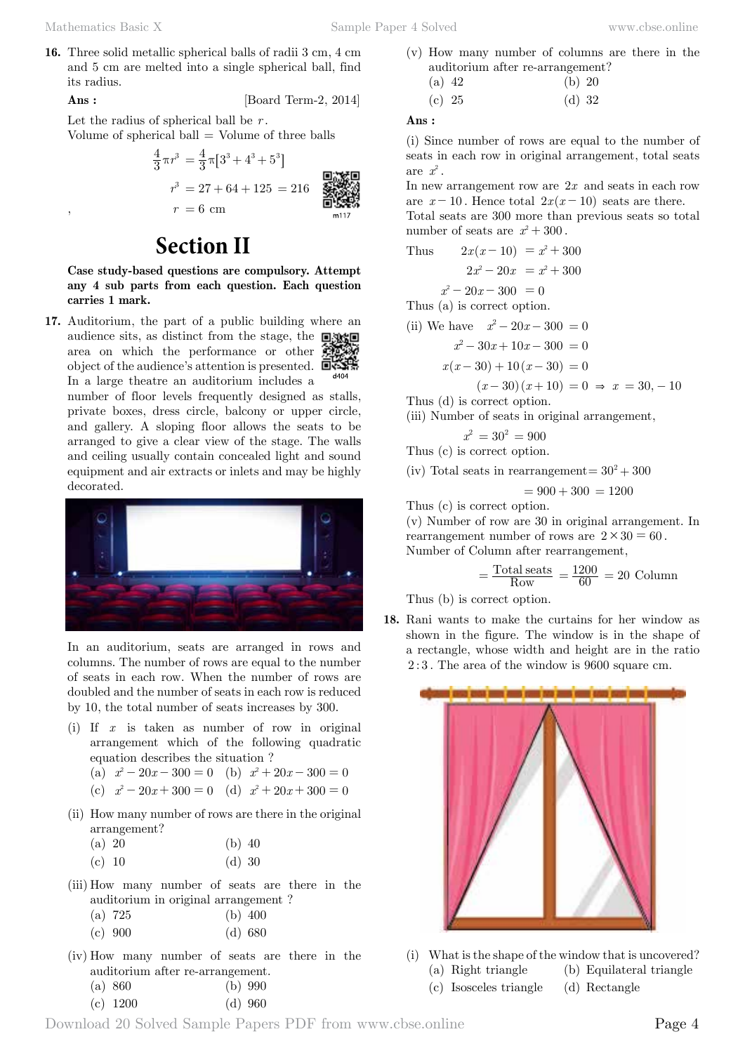**16.** Three solid metallic spherical balls of radii 3 cm, 4 cm and 5 cm are melted into a single spherical ball, find its radius.

**Ans :** [Board Term-2, 2014]

Let the radius of spherical ball be $r$.

Volume of spherical ball = Volume of three balls

$$\frac{4}{3}\pi r^3 = \frac{4}{3}\pi[3^3 + 4^3 + 5^3]$$

$$r^3 = 27 + 64 + 125 = 216$$

$$r = 6 \text{ cm}$$

# Section II

**Case study-based questions are compulsory. Attempt any 4 sub parts from each question. Each question carries 1 mark.**

**17.** Auditorium, the part of a public building where an audience sits, as distinct from the stage, the area on which the performance or other object of the audience's attention is presented. In a large theatre an auditorium includes a number of floor levels frequently designed as stalls, private boxes, dress circle, balcony or upper circle, and gallery. A sloping floor allows the seats to be arranged to give a clear view of the stage. The walls and ceiling usually contain concealed light and sound equipment and air extracts or inlets and may be highly decorated.

In an auditorium, seats are arranged in rows and columns. The number of rows are equal to the number of seats in each row. When the number of rows are doubled and the number of seats in each row is reduced by 10, the total number of seats increases by 300.

(i) If $x$ is taken as number of row in original arrangement which of the following quadratic equation describes the situation ?

(a) $x^2 - 20x - 300 = 0$ (b) $x^2 + 20x - 300 = 0$

(c) $x^2 - 20x + 300 = 0$ (d) $x^2 + 20x + 300 = 0$

(ii) How many number of rows are there in the original arrangement?

(a) 20 (b) 40

(c) 10 (d) 30

(iii) How many number of seats are there in the auditorium in original arrangement ?

(a) 725 (b) 400

(c) 900 (d) 680

(iv) How many number of seats are there in the auditorium after re-arrangement.

(a) 860 (b) 990

(c) 1200 (d) 960

(v) How many number of columns are there in the auditorium after re-arrangement?

(a) 42 (b) 20

(c) 25 (d) 32

**Ans :**

(i) Since number of rows are equal to the number of seats in each row in original arrangement, total seats are $x^2$.

In new arrangement row are $2x$ and seats in each row are $x - 10$. Hence total $2x(x - 10)$ seats are there.

Total seats are 300 more than previous seats so total number of seats are $x^2 + 300$.

Thus $2x(x - 10) = x^2 + 300$

$$2x^2 - 20x = x^2 + 300$$

$$x^2 - 20x - 300 = 0$$

Thus (a) is correct option.

(ii) We have $x^2 - 20x - 300 = 0$

$$x^2 - 30x + 10x - 300 = 0$$

$$x(x - 30) + 10(x - 30) = 0$$

$$(x - 30)(x + 10) = 0 \Rightarrow x = 30, -10$$

Thus (d) is correct option.

(iii) Number of seats in original arrangement,

$$x^2 = 30^2 = 900$$

Thus (c) is correct option.

(iv) Total seats in rearrangement $= 30^2 + 300$

$$= 900 + 300 = 1200$$

Thus (c) is correct option.

(v) Number of row are 30 in original arrangement. In rearrangement number of rows are $2 \times 30 = 60$.

Number of Column after rearrangement,

$$= \frac{\text{Total seats}}{\text{Row}} = \frac{1200}{60} = 20 \text{ Column}$$

Thus (b) is correct option.

**18.** Rani wants to make the curtains for her window as shown in the figure. The window is in the shape of a rectangle, whose width and height are in the ratio $2:3$. The area of the window is 9600 square cm.

(i) What is the shape of the window that is uncovered?

(a) Right triangle (b) Equilateral triangle

(c) Isosceles triangle (d) Rectangle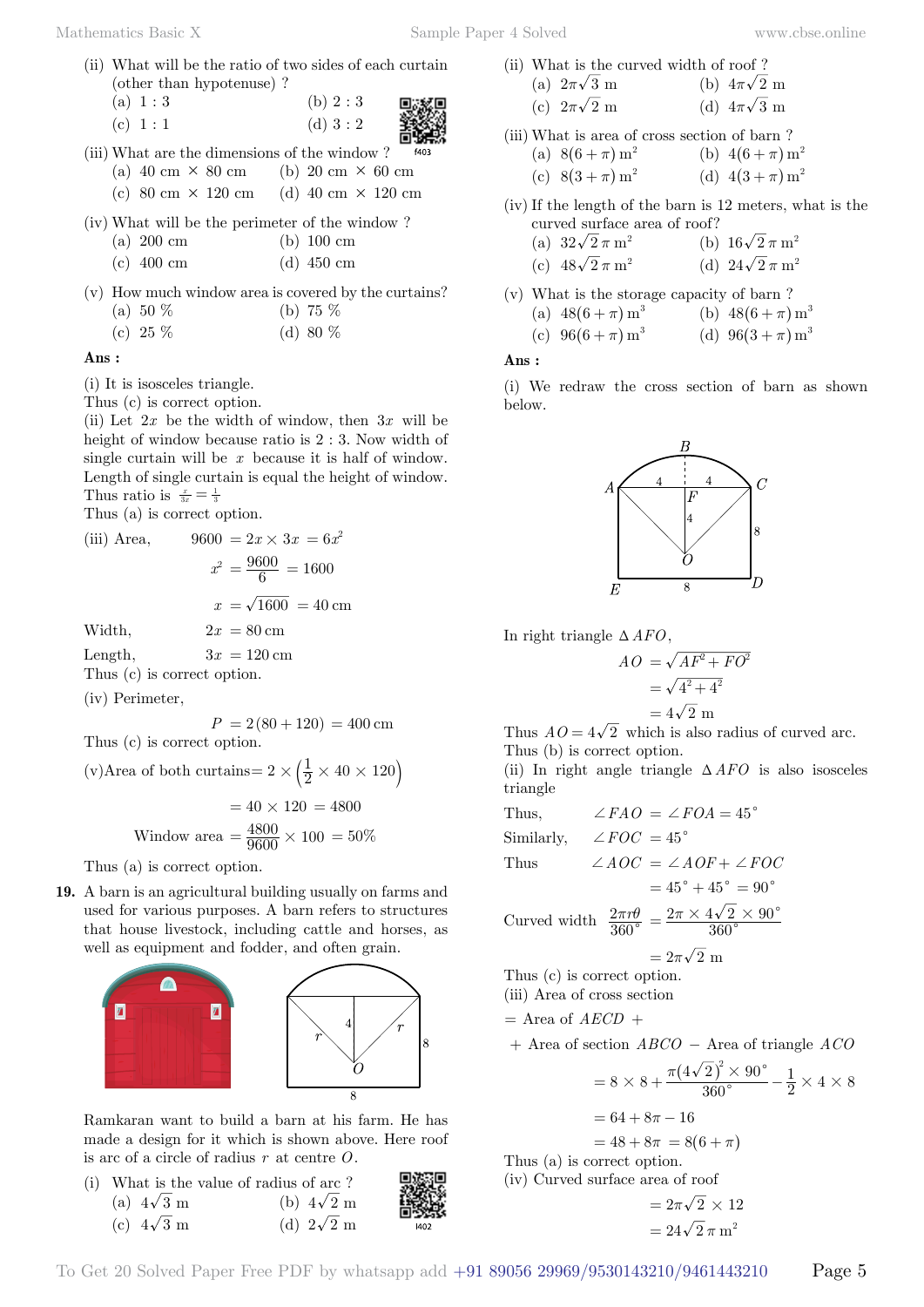(ii) What will be the ratio of two sides of each curtain (other than hypotenuse) ?

(a) 1 : 3 (b) 2 : 3

(c) 1 : 1 (d) 3 : 2

(iii) What are the dimensions of the window ?

(a) 40 cm × 80 cm (b) 20 cm × 60 cm

(c) 80 cm × 120 cm (d) 40 cm × 120 cm

(iv) What will be the perimeter of the window ?

(a) 200 cm (b) 100 cm

(c) 400 cm (d) 450 cm

(v) How much window area is covered by the curtains?

(a) 50 % (b) 75 %

(c) 25 % (d) 80 %

**Ans :**

(i) It is isosceles triangle.
Thus (c) is correct option.

(ii) Let $2x$ be the width of window, then $3x$ will be height of window because ratio is 2 : 3. Now width of single curtain will be $x$ because it is half of window. Length of single curtain is equal the height of window. Thus ratio is $\frac{x}{3x} = \frac{1}{3}$

Thus (a) is correct option.

(iii) Area, $9600 = 2x \times 3x = 6x^2$

$$x^2 = \frac{9600}{6} = 1600$$

$$x = \sqrt{1600} = 40 \text{ cm}$$

Width, $2x = 80$ cm

Length, $3x = 120$ cm

Thus (c) is correct option.

(iv) Perimeter,

$$P = 2(80 + 120) = 400 \text{ cm}$$

Thus (c) is correct option.

(v) Area of both curtains $= 2 \times \left(\frac{1}{2} \times 40 \times 120\right)$

$$= 40 \times 120 = 4800$$

$$\text{Window area} = \frac{4800}{9600} \times 100 = 50\%$$

Thus (a) is correct option.

**19.** A barn is an agricultural building usually on farms and used for various purposes. A barn refers to structures that house livestock, including cattle and horses, as well as equipment and fodder, and often grain.

4
r
r
O
8
8

Ramkaran want to build a barn at his farm. He has made a design for it which is shown above. Here roof is arc of a circle of radius $r$ at centre $O$.

(i) What is the value of radius of arc ?

(a) $4\sqrt{3}$ m (b) $4\sqrt{2}$ m

(c) $4\sqrt{3}$ m (d) $2\sqrt{2}$ m

(ii) What is the curved width of roof ?

(a) $2\pi\sqrt{3}$ m (b) $4\pi\sqrt{2}$ m

(c) $2\pi\sqrt{2}$ m (d) $4\pi\sqrt{3}$ m

(iii) What is area of cross section of barn ?

(a) $8(6+\pi)$ m$^2$ (b) $4(6+\pi)$ m$^2$

(c) $8(3+\pi)$ m$^2$ (d) $4(3+\pi)$ m$^2$

(iv) If the length of the barn is 12 meters, what is the curved surface area of roof?

(a) $32\sqrt{2}\,\pi$ m$^2$ (b) $16\sqrt{2}\,\pi$ m$^2$

(c) $48\sqrt{2}\,\pi$ m$^2$ (d) $24\sqrt{2}\,\pi$ m$^2$

(v) What is the storage capacity of barn ?

(a) $48(6+\pi)$ m$^3$ (b) $48(6+\pi)$ m$^3$

(c) $96(6+\pi)$ m$^3$ (d) $96(3+\pi)$ m$^3$

**Ans :**

(i) We redraw the cross section of barn as shown below.

B
A 4 4 C
F
4
8
O
E 8 D

In right triangle $\Delta AFO$,

$$AO = \sqrt{AF^2 + FO^2}$$

$$= \sqrt{4^2 + 4^2}$$

$$= 4\sqrt{2} \text{ m}$$

Thus $AO = 4\sqrt{2}$ which is also radius of curved arc.
Thus (b) is correct option.

(ii) In right angle triangle $\Delta AFO$ is also isosceles triangle

Thus, $\angle FAO = \angle FOA = 45^\circ$

Similarly, $\angle FOC = 45^\circ$

Thus $\angle AOC = \angle AOF + \angle FOC$

$$= 45^\circ + 45^\circ = 90^\circ$$

Curved width $\frac{2\pi r\theta}{360^\circ} = \frac{2\pi \times 4\sqrt{2} \times 90^\circ}{360^\circ}$

$$= 2\pi\sqrt{2} \text{ m}$$

Thus (c) is correct option.

(iii) Area of cross section

$=$ Area of $AECD$ $+$

$+$ Area of section $ABCO$ $-$ Area of triangle $ACO$

$$= 8 \times 8 + \frac{\pi(4\sqrt{2})^2 \times 90^\circ}{360^\circ} - \frac{1}{2} \times 4 \times 8$$

$$= 64 + 8\pi - 16$$

$$= 48 + 8\pi = 8(6+\pi)$$

Thus (a) is correct option.

(iv) Curved surface area of roof

$$= 2\pi\sqrt{2} \times 12$$

$$= 24\sqrt{2}\,\pi \text{ m}^2$$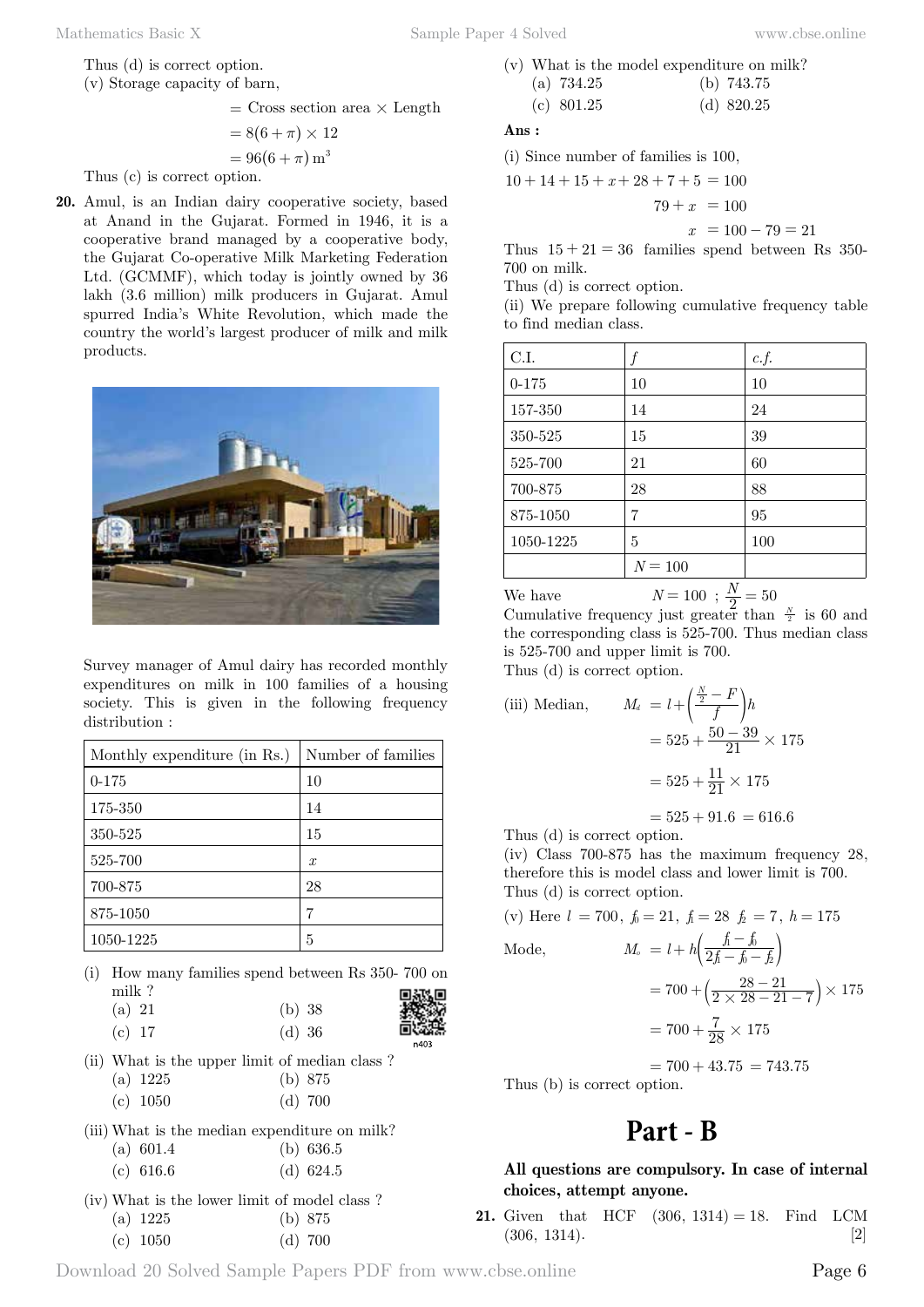Thus (d) is correct option.

(v) Storage capacity of barn,

$$= \text{Cross section area} \times \text{Length}$$
$$= 8(6+\pi) \times 12$$
$$= 96(6+\pi)\,\text{m}^3$$

Thus (c) is correct option.

**20.** Amul, is an Indian dairy cooperative society, based at Anand in the Gujarat. Formed in 1946, it is a cooperative brand managed by a cooperative body, the Gujarat Co-operative Milk Marketing Federation Ltd. (GCMMF), which today is jointly owned by 36 lakh (3.6 million) milk producers in Gujarat. Amul spurred India's White Revolution, which made the country the world's largest producer of milk and milk products.

Survey manager of Amul dairy has recorded monthly expenditures on milk in 100 families of a housing society. This is given in the following frequency distribution :

| Monthly expenditure (in Rs.) | Number of families |
|---|---|
| 0-175 | 10 |
| 175-350 | 14 |
| 350-525 | 15 |
| 525-700 | $x$ |
| 700-875 | 28 |
| 875-1050 | 7 |
| 1050-1225 | 5 |

(i) How many families spend between Rs 350- 700 on milk ?
(a) 21 (b) 38
(c) 17 (d) 36

(ii) What is the upper limit of median class ?
(a) 1225 (b) 875
(c) 1050 (d) 700

(iii) What is the median expenditure on milk?
(a) 601.4 (b) 636.5
(c) 616.6 (d) 624.5

(iv) What is the lower limit of model class ?
(a) 1225 (b) 875
(c) 1050 (d) 700

(v) What is the model expenditure on milk?
(a) 734.25 (b) 743.75
(c) 801.25 (d) 820.25

**Ans :**

(i) Since number of families is 100,

$$10 + 14 + 15 + x + 28 + 7 + 5 = 100$$
$$79 + x = 100$$
$$x = 100 - 79 = 21$$

Thus $15 + 21 = 36$ families spend between Rs 350-700 on milk.

Thus (d) is correct option.

(ii) We prepare following cumulative frequency table to find median class.

| C.I. | $f$ | $c.f.$ |
|---|---|---|
| 0-175 | 10 | 10 |
| 157-350 | 14 | 24 |
| 350-525 | 15 | 39 |
| 525-700 | 21 | 60 |
| 700-875 | 28 | 88 |
| 875-1050 | 7 | 95 |
| 1050-1225 | 5 | 100 |
| | $N = 100$ | |

We have $N = 100$ ; $\frac{N}{2} = 50$

Cumulative frequency just greater than $\frac{N}{2}$ is 60 and the corresponding class is 525-700. Thus median class is 525-700 and upper limit is 700.

Thus (d) is correct option.

(iii) Median,
$$M_d = l + \left(\frac{\frac{N}{2} - F}{f}\right)h$$
$$= 525 + \frac{50-39}{21} \times 175$$
$$= 525 + \frac{11}{21} \times 175$$
$$= 525 + 91.6 = 616.6$$

Thus (d) is correct option.

(iv) Class 700-875 has the maximum frequency 28, therefore this is model class and lower limit is 700.

Thus (d) is correct option.

(v) Here $l = 700$, $f_0 = 21$, $f_1 = 28$ $f_2 = 7$, $h = 175$

Mode,
$$M_o = l + h\left(\frac{f_1 - f_0}{2f_1 - f_0 - f_2}\right)$$
$$= 700 + \left(\frac{28-21}{2 \times 28 - 21 - 7}\right) \times 175$$
$$= 700 + \frac{7}{28} \times 175$$
$$= 700 + 43.75 = 743.75$$

Thus (b) is correct option.

# Part - B

**All questions are compulsory. In case of internal choices, attempt anyone.**

**21.** Given that HCF $(306, 1314) = 18$. Find LCM $(306, 1314)$. [2]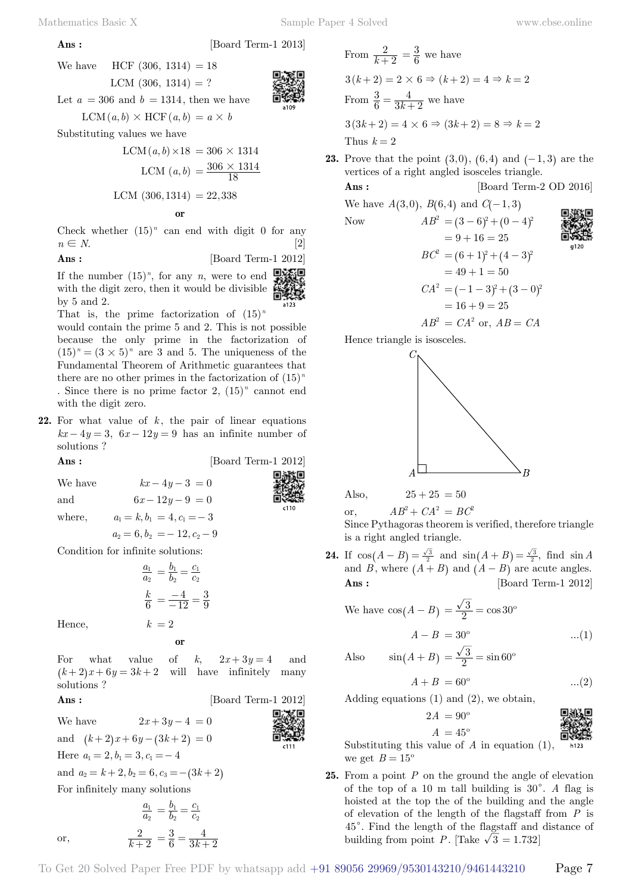**Ans :** [Board Term-1 2013]

We have HCF $(306, 1314) = 18$

LCM $(306, 1314) = ?$

Let $a = 306$ and $b = 1314$, then we have

$$\text{LCM}(a, b) \times \text{HCF}(a, b) = a \times b$$

Substituting values we have

$$\text{LCM}(a, b) \times 18 = 306 \times 1314$$

$$\text{LCM}(a, b) = \frac{306 \times 1314}{18}$$

$$\text{LCM}(306, 1314) = 22,338$$

**or**

Check whether $(15)^n$ can end with digit 0 for any $n \in N$. [2]

**Ans :** [Board Term-1 2012]

If the number $(15)^n$, for any $n$, were to end with the digit zero, then it would be divisible by 5 and 2.

That is, the prime factorization of $(15)^n$ would contain the prime 5 and 2. This is not possible because the only prime in the factorization of $(15)^n = (3 \times 5)^n$ are 3 and 5. The uniqueness of the Fundamental Theorem of Arithmetic guarantees that there are no other primes in the factorization of $(15)^n$. Since there is no prime factor 2, $(15)^n$ cannot end with the digit zero.

**22.** For what value of $k$, the pair of linear equations $kx - 4y = 3$, $6x - 12y = 9$ has an infinite number of solutions ?

**Ans :** [Board Term-1 2012]

We have $kx - 4y - 3 = 0$

and $6x - 12y - 9 = 0$

where, $a_1 = k, b_1 = 4, c_1 = -3$

$a_2 = 6, b_2 = -12, c_2 - 9$

Condition for infinite solutions:

$$\frac{a_1}{a_2} = \frac{b_1}{b_2} = \frac{c_1}{c_2}$$

$$\frac{k}{6} = \frac{-4}{-12} = \frac{3}{9}$$

Hence, $k = 2$

**or**

For what value of $k$, $2x + 3y = 4$ and $(k+2)x + 6y = 3k + 2$ will have infinitely many solutions ?

**Ans :** [Board Term-1 2012]

We have $2x + 3y - 4 = 0$

and $(k+2)x + 6y - (3k+2) = 0$

Here $a_1 = 2, b_1 = 3, c_1 = -4$

and $a_2 = k+2, b_2 = 6, c_3 = -(3k+2)$

For infinitely many solutions

$$\frac{a_1}{a_2} = \frac{b_1}{b_2} = \frac{c_1}{c_2}$$

or, $$\frac{2}{k+2} = \frac{3}{6} = \frac{4}{3k+2}$$

From $\frac{2}{k+2} = \frac{3}{6}$ we have

$$3(k+2) = 2 \times 6 \Rightarrow (k+2) = 4 \Rightarrow k = 2$$

From $\frac{3}{6} = \frac{4}{3k+2}$ we have

$$3(3k+2) = 4 \times 6 \Rightarrow (3k+2) = 8 \Rightarrow k = 2$$

Thus $k = 2$

**23.** Prove that the point $(3, 0)$, $(6, 4)$ and $(-1, 3)$ are the vertices of a right angled isosceles triangle.

**Ans :** [Board Term-2 OD 2016]

We have $A(3, 0)$, $B(6, 4)$ and $C(-1, 3)$

Now
$$AB^2 = (3-6)^2 + (0-4)^2$$
$$= 9 + 16 = 25$$
$$BC^2 = (6+1)^2 + (4-3)^2$$
$$= 49 + 1 = 50$$
$$CA^2 = (-1-3)^2 + (3-0)^2$$
$$= 16 + 9 = 25$$
$$AB^2 = CA^2 \text{ or, } AB = CA$$

Hence triangle is isosceles.

C

A B

Also, $25 + 25 = 50$

or, $AB^2 + CA^2 = BC^2$

Since Pythagoras theorem is verified, therefore triangle is a right angled triangle.

**24.** If $\cos(A - B) = \frac{\sqrt{3}}{2}$ and $\sin(A + B) = \frac{\sqrt{3}}{2}$, find $\sin A$ and $B$, where $(A + B)$ and $(A - B)$ are acute angles.

**Ans :** [Board Term-1 2012]

We have $\cos(A - B) = \frac{\sqrt{3}}{2} = \cos 30^\circ$

$$A - B = 30^\circ \quad ...(1)$$

Also $\sin(A + B) = \frac{\sqrt{3}}{2} = \sin 60^\circ$

$$A + B = 60^\circ \quad ...(2)$$

Adding equations (1) and (2), we obtain,

$$2A = 90^\circ$$

$$A = 45^\circ$$

Substituting this value of $A$ in equation (1), we get $B = 15^\circ$

**25.** From a point $P$ on the ground the angle of elevation of the top of a 10 m tall building is $30^\circ$. $A$ flag is hoisted at the top the of the building and the angle of elevation of the length of the flagstaff from $P$ is $45^\circ$. Find the length of the flagstaff and distance of building from point $P$. [Take $\sqrt{3} = 1.732$]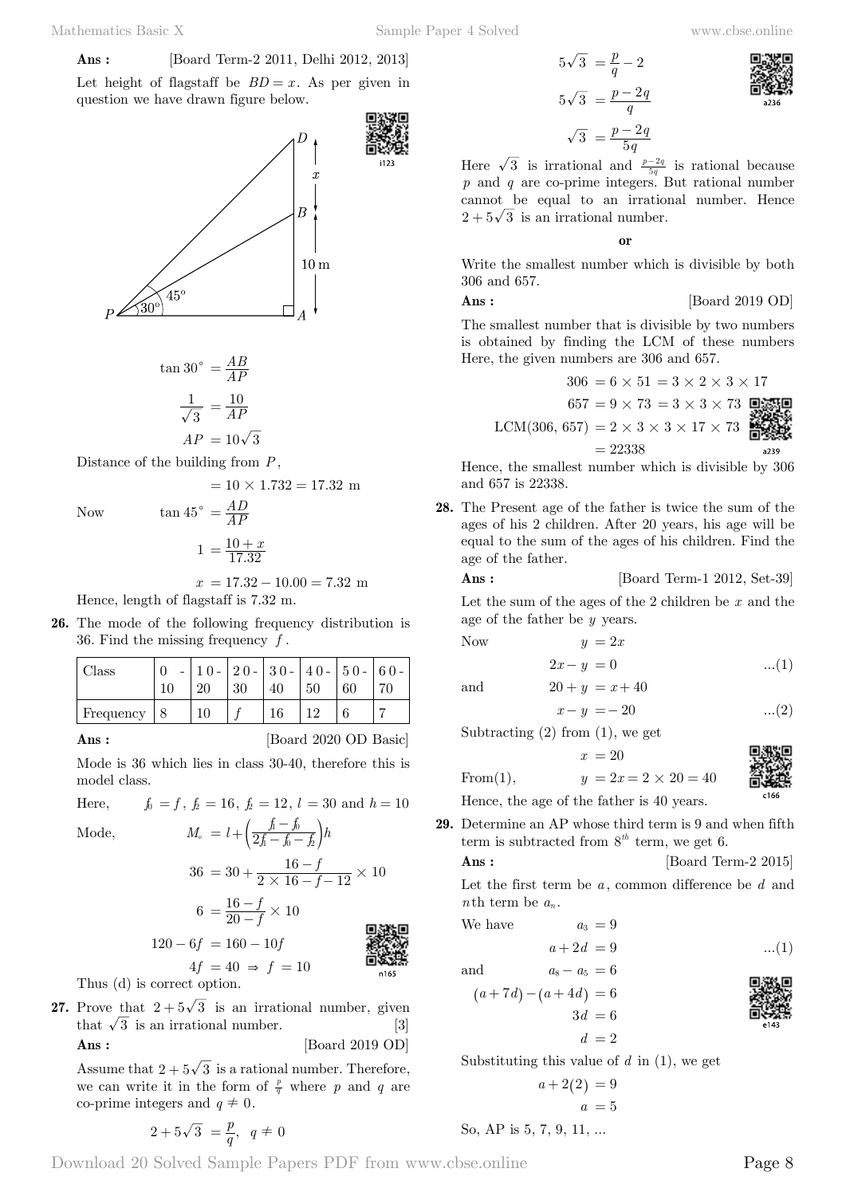**Ans :** [Board Term-2 2011, Delhi 2012, 2013]

Let height of flagstaff be $BD = x$. As per given in question we have drawn figure below.

$$\tan 30^\circ = \frac{AB}{AP}$$

$$\frac{1}{\sqrt{3}} = \frac{10}{AP}$$

$$AP = 10\sqrt{3}$$

Distance of the building from $P$,

$$= 10 \times 1.732 = 17.32 \text{ m}$$

Now $$\tan 45^\circ = \frac{AD}{AP}$$

$$1 = \frac{10 + x}{17.32}$$

$$x = 17.32 - 10.00 = 7.32 \text{ m}$$

Hence, length of flagstaff is 7.32 m.

**26.** The mode of the following frequency distribution is 36. Find the missing frequency $f$.

| Class | 0 - 10 | 10 - 20 | 20 - 30 | 30 - 40 | 40 - 50 | 50 - 60 | 60 - 70 |
|---|---|---|---|---|---|---|---|
| Frequency | 8 | 10 | $f$ | 16 | 12 | 6 | 7 |

**Ans :** [Board 2020 OD Basic]

Mode is 36 which lies in class 30-40, therefore this is model class.

Here, $f_0 = f$, $f_1 = 16$, $f_2 = 12$, $l = 30$ and $h = 10$

Mode, $$M_o = l + \left(\frac{f_1 - f_0}{2f_1 - f_0 - f_2}\right)h$$

$$36 = 30 + \frac{16 - f}{2 \times 16 - f - 12} \times 10$$

$$6 = \frac{16 - f}{20 - f} \times 10$$

$$120 - 6f = 160 - 10f$$

$$4f = 40 \Rightarrow f = 10$$

Thus (d) is correct option.

**27.** Prove that $2 + 5\sqrt{3}$ is an irrational number, given that $\sqrt{3}$ is an irrational number. [3]

**Ans :** [Board 2019 OD]

Assume that $2 + 5\sqrt{3}$ is a rational number. Therefore, we can write it in the form of $\frac{p}{q}$ where $p$ and $q$ are co-prime integers and $q \neq 0$.

$$2 + 5\sqrt{3} = \frac{p}{q}, \quad q \neq 0$$

$$5\sqrt{3} = \frac{p}{q} - 2$$

$$5\sqrt{3} = \frac{p - 2q}{q}$$

$$\sqrt{3} = \frac{p - 2q}{5q}$$

Here $\sqrt{3}$ is irrational and $\frac{p-2q}{5q}$ is rational because $p$ and $q$ are co-prime integers. But rational number cannot be equal to an irrational number. Hence $2 + 5\sqrt{3}$ is an irrational number.

**or**

Write the smallest number which is divisible by both 306 and 657.

**Ans :** [Board 2019 OD]

The smallest number that is divisible by two numbers is obtained by finding the LCM of these numbers Here, the given numbers are 306 and 657.

$$306 = 6 \times 51 = 3 \times 2 \times 3 \times 17$$

$$657 = 9 \times 73 = 3 \times 3 \times 73$$

$$\text{LCM}(306, 657) = 2 \times 3 \times 3 \times 17 \times 73$$

$$= 22338$$

Hence, the smallest number which is divisible by 306 and 657 is 22338.

**28.** The Present age of the father is twice the sum of the ages of his 2 children. After 20 years, his age will be equal to the sum of the ages of his children. Find the age of the father.

**Ans :** [Board Term-1 2012, Set-39]

Let the sum of the ages of the 2 children be $x$ and the age of the father be $y$ years.

Now $$y = 2x$$

$$2x - y = 0 \quad ...(1)$$

and $$20 + y = x + 40$$

$$x - y = -20 \quad ...(2)$$

Subtracting (2) from (1), we get

$$x = 20$$

From(1), $$y = 2x = 2 \times 20 = 40$$

Hence, the age of the father is 40 years.

**29.** Determine an AP whose third term is 9 and when fifth term is subtracted from $8^{th}$ term, we get 6.

**Ans :** [Board Term-2 2015]

Let the first term be $a$, common difference be $d$ and $n$th term be $a_n$.

We have $$a_3 = 9$$

$$a + 2d = 9 \quad ...(1)$$

and $$a_8 - a_5 = 6$$

$$(a + 7d) - (a + 4d) = 6$$

$$3d = 6$$

$$d = 2$$

Substituting this value of $d$ in (1), we get

$$a + 2(2) = 9$$

$$a = 5$$

So, AP is 5, 7, 9, 11, ...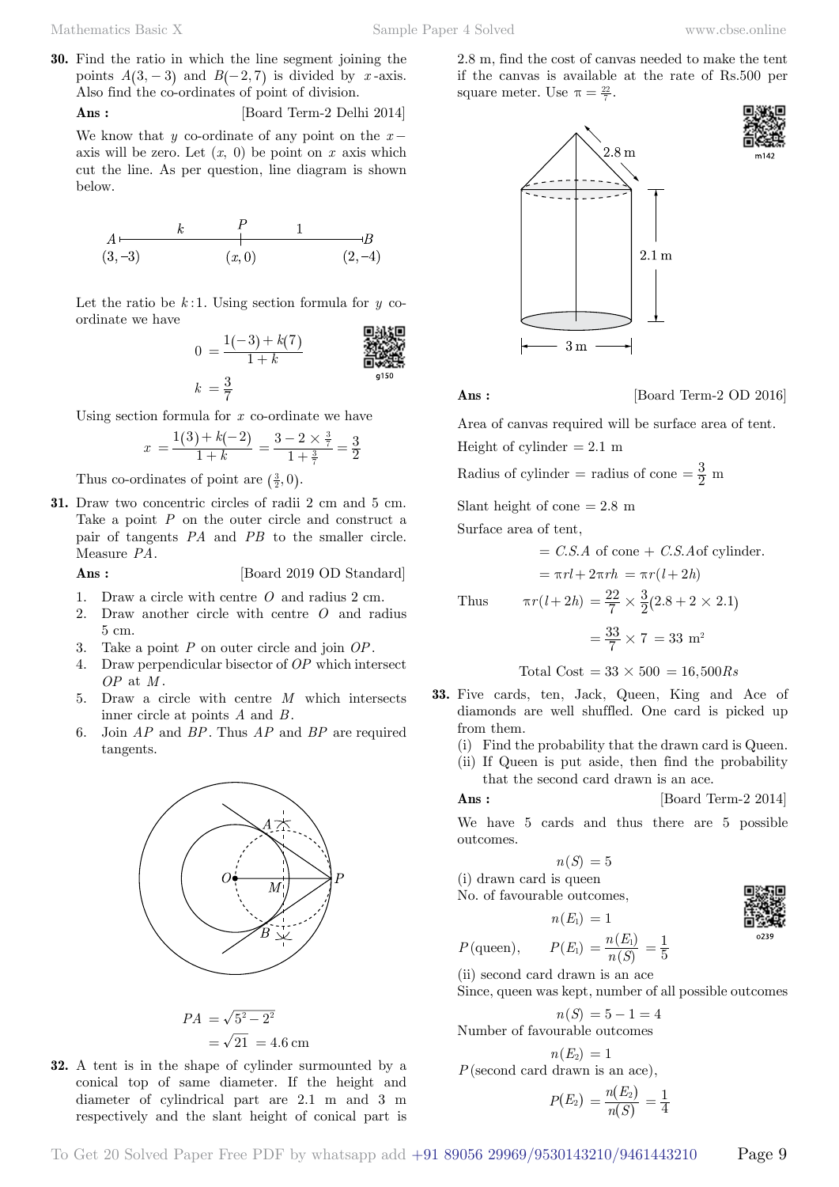**30.** Find the ratio in which the line segment joining the points $A(3,-3)$ and $B(-2,7)$ is divided by $x$-axis. Also find the co-ordinates of point of division.

**Ans :** [Board Term-2 Delhi 2014]

We know that $y$ co-ordinate of any point on the $x-$ axis will be zero. Let $(x,\ 0)$ be point on $x$ axis which cut the line. As per question, line diagram is shown below.

A (3, −3) — k — P (x, 0) — 1 — B (2, −4)

Let the ratio be $k:1$. Using section formula for $y$ co-ordinate we have

$$0 = \frac{1(-3)+k(7)}{1+k}$$

$$k = \frac{3}{7}$$

Using section formula for $x$ co-ordinate we have

$$x = \frac{1(3)+k(-2)}{1+k} = \frac{3-2\times\frac{3}{7}}{1+\frac{3}{7}} = \frac{3}{2}$$

Thus co-ordinates of point are $\left(\frac{3}{2},0\right)$.

**31.** Draw two concentric circles of radii 2 cm and 5 cm. Take a point $P$ on the outer circle and construct a pair of tangents $PA$ and $PB$ to the smaller circle. Measure $PA$.

**Ans :** [Board 2019 OD Standard]

1. Draw a circle with centre $O$ and radius 2 cm.
2. Draw another circle with centre $O$ and radius 5 cm.
3. Take a point $P$ on outer circle and join $OP$.
4. Draw perpendicular bisector of $OP$ which intersect $OP$ at $M$.
5. Draw a circle with centre $M$ which intersects inner circle at points $A$ and $B$.
6. Join $AP$ and $BP$. Thus $AP$ and $BP$ are required tangents.

$$PA = \sqrt{5^2-2^2}$$

$$= \sqrt{21} = 4.6\text{ cm}$$

**32.** A tent is in the shape of cylinder surmounted by a conical top of same diameter. If the height and diameter of cylindrical part are 2.1 m and 3 m respectively and the slant height of conical part is 2.8 m, find the cost of canvas needed to make the tent if the canvas is available at the rate of Rs.500 per square meter. Use $\pi = \frac{22}{7}$.

2.8 m

2.1 m

3 m

**Ans :** [Board Term-2 OD 2016]

Area of canvas required will be surface area of tent.

Height of cylinder $= 2.1$ m

Radius of cylinder $=$ radius of cone $= \frac{3}{2}$ m

Slant height of cone $= 2.8$ m

Surface area of tent,

$= C.S.A$ of cone $+$ $C.S.A$ of cylinder.

$= \pi rl + 2\pi rh = \pi r(l+2h)$

Thus $\quad \pi r(l+2h) = \frac{22}{7}\times\frac{3}{2}(2.8+2\times 2.1)$

$$= \frac{33}{7}\times 7 = 33\text{ m}^2$$

Total Cost $= 33\times 500 = 16{,}500 Rs$

**33.** Five cards, ten, Jack, Queen, King and Ace of diamonds are well shuffled. One card is picked up from them.

(i) Find the probability that the drawn card is Queen.
(ii) If Queen is put aside, then find the probability that the second card drawn is an ace.

**Ans :** [Board Term-2 2014]

We have 5 cards and thus there are 5 possible outcomes.

$$n(S) = 5$$

(i) drawn card is queen

No. of favourable outcomes,

$$n(E_1) = 1$$

$P$(queen), $\quad P(E_1) = \frac{n(E_1)}{n(S)} = \frac{1}{5}$

(ii) second card drawn is an ace

Since, queen was kept, number of all possible outcomes

$$n(S) = 5-1 = 4$$

Number of favourable outcomes

$$n(E_2) = 1$$

$P$(second card drawn is an ace),

$$P(E_2) = \frac{n(E_2)}{n(S)} = \frac{1}{4}$$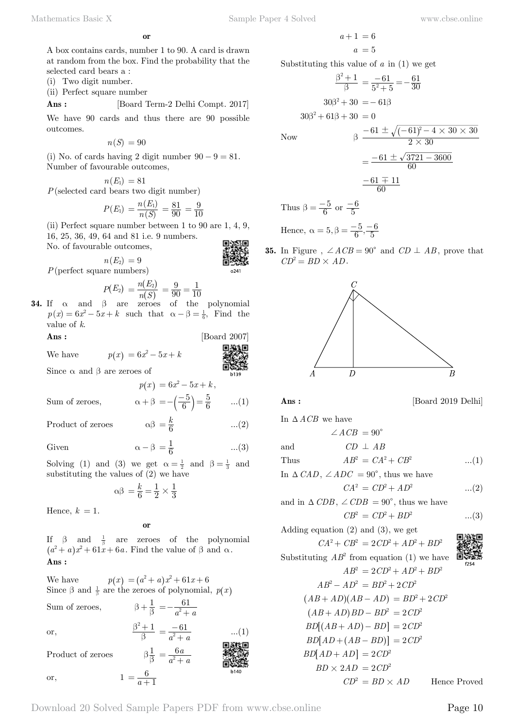**or**

A box contains cards, number 1 to 90. A card is drawn at random from the box. Find the probability that the selected card bears a :
(i) Two digit number.
(ii) Perfect square number

**Ans :** [Board Term-2 Delhi Compt. 2017]

We have 90 cards and thus there are 90 possible outcomes.

$$n(S) = 90$$

(i) No. of cards having 2 digit number $90 - 9 = 81$.
Number of favourable outcomes,

$$n(E_1) = 81$$

$P$(selected card bears two digit number)

$$P(E_1) = \frac{n(E_1)}{n(S)} = \frac{81}{90} = \frac{9}{10}$$

(ii) Perfect square number between 1 to 90 are 1, 4, 9, 16, 25, 36, 49, 64 and 81 i.e. 9 numbers.
No. of favourable outcomes,

$$n(E_2) = 9$$

$P$(perfect square numbers)

$$P(E_2) = \frac{n(E_2)}{n(S)} = \frac{9}{90} = \frac{1}{10}$$

**34.** If $\alpha$ and $\beta$ are zeroes of the polynomial $p(x) = 6x^2 - 5x + k$ such that $\alpha - \beta = \frac{1}{6}$, Find the value of $k$.

**Ans :** [Board 2007]

We have $\quad p(x) = 6x^2 - 5x + k$

Since $\alpha$ and $\beta$ are zeroes of

$$p(x) = 6x^2 - 5x + k,$$

Sum of zeroes, $\quad \alpha + \beta = -\left(\frac{-5}{6}\right) = \frac{5}{6} \quad ...(1)$

Product of zeroes $\quad \alpha\beta = \frac{k}{6} \quad ...(2)$

Given $\quad \alpha - \beta = \frac{1}{6} \quad ...(3)$

Solving (1) and (3) we get $\alpha = \frac{1}{2}$ and $\beta = \frac{1}{3}$ and substituting the values of (2) we have

$$\alpha\beta = \frac{k}{6} = \frac{1}{2} \times \frac{1}{3}$$

Hence, $k = 1$.

**or**

If $\beta$ and $\frac{1}{\beta}$ are zeroes of the polynomial $(a^2 + a)x^2 + 61x + 6a$. Find the value of $\beta$ and $\alpha$.

**Ans :**

We have $\quad p(x) = (a^2 + a)x^2 + 61x + 6$
Since $\beta$ and $\frac{1}{\beta}$ are the zeroes of polynomial, $p(x)$

Sum of zeroes, $\quad \beta + \frac{1}{\beta} = -\frac{61}{a^2 + a}$

or, $\quad \frac{\beta^2 + 1}{\beta} = \frac{-61}{a^2 + a} \quad ...(1)$

Product of zeroes $\quad \beta\frac{1}{\beta} = \frac{6a}{a^2 + a}$

or, $\quad 1 = \frac{6}{a + 1}$

$$a + 1 = 6$$

$$a = 5$$

Substituting this value of $a$ in (1) we get

$$\frac{\beta^2 + 1}{\beta} = \frac{-61}{5^2 + 5} = -\frac{61}{30}$$

$$30\beta^2 + 30 = -61\beta$$

$$30\beta^2 + 61\beta + 30 = 0$$

Now $\quad \beta \ \frac{-61 \pm \sqrt{(-61)^2 - 4 \times 30 \times 30}}{2 \times 30}$

$$= \frac{-61 \pm \sqrt{3721 - 3600}}{60}$$

$$\frac{-61 \mp 11}{60}$$

Thus $\beta = \frac{-5}{6}$ or $\frac{-6}{5}$

Hence, $\alpha = 5, \beta = \frac{-5}{6}, \frac{-6}{5}$

**35.** In Figure , $\angle ACB = 90^\circ$ and $CD \perp AB$, prove that $CD^2 = BD \times AD$.

C
A D B

**Ans :** [Board 2019 Delhi]

In $\Delta\, ACB$ we have

$$\angle ACB = 90^\circ$$

and $\quad CD \perp AB$

Thus $\quad AB^2 = CA^2 + CB^2 \quad ...(1)$

In $\Delta\, CAD$, $\angle ADC = 90^\circ$, thus we have

$$CA^2 = CD^2 + AD^2 \quad ...(2)$$

and in $\Delta\, CDB$, $\angle CDB = 90^\circ$, thus we have

$$CB^2 = CD^2 + BD^2 \quad ...(3)$$

Adding equation (2) and (3), we get

$$CA^2 + CB^2 = 2CD^2 + AD^2 + BD^2$$

Substituting $AB^2$ from equation (1) we have

$$AB^2 = 2CD^2 + AD^2 + BD^2$$

$$AB^2 - AD^2 = BD^2 + 2CD^2$$

$$(AB + AD)(AB - AD) = BD^2 + 2CD^2$$

$$(AB + AD)BD - BD^2 = 2CD^2$$

$$BD[(AB + AD) - BD] = 2CD^2$$

$$BD[AD + (AB - BD)] = 2CD^2$$

$$BD[AD + AD] = 2CD^2$$

$$BD \times 2AD = 2CD^2$$

$$CD^2 = BD \times AD \qquad \text{Hence Proved}$$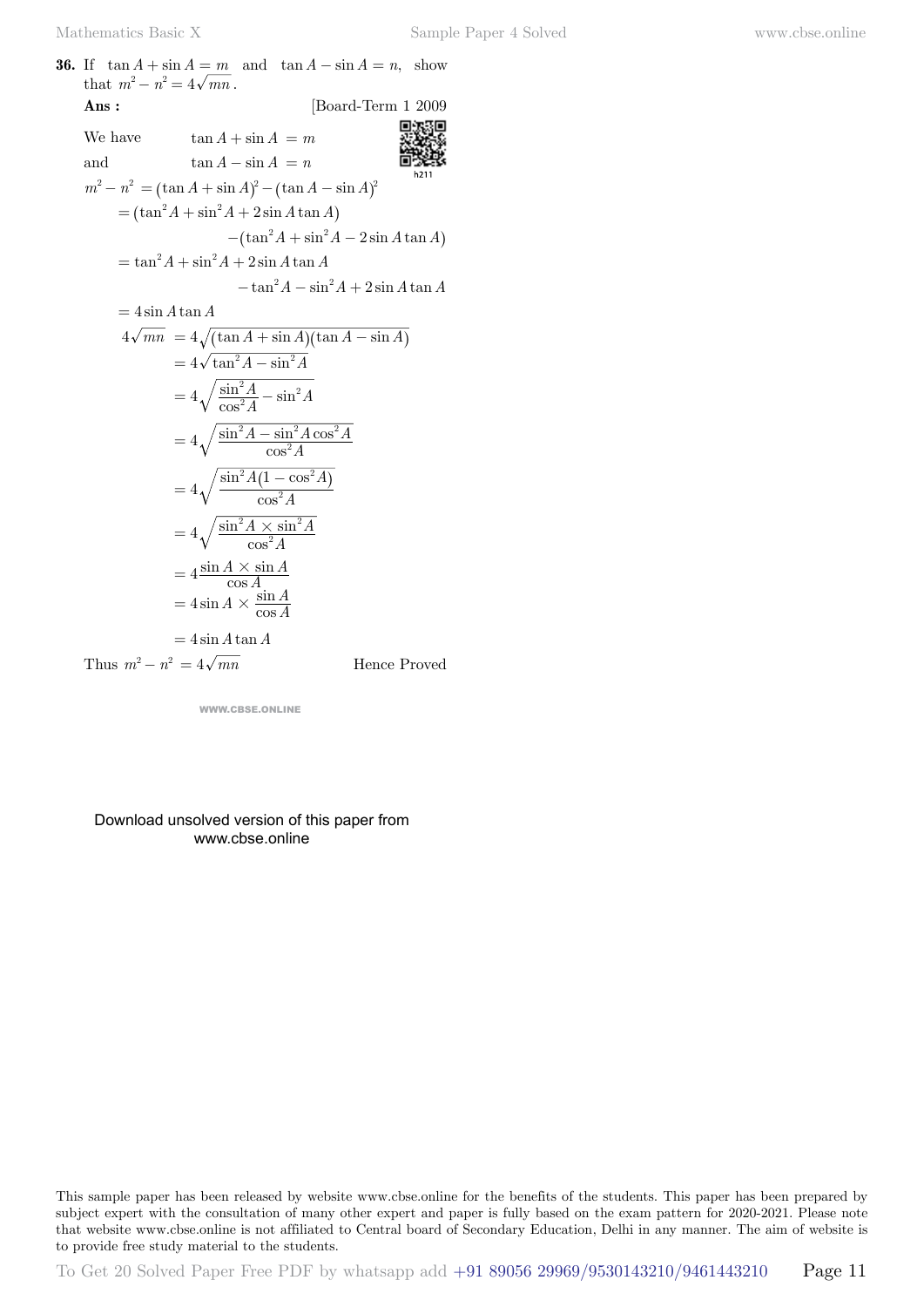**36.** If $\tan A + \sin A = m$ and $\tan A - \sin A = n$, show that $m^2 - n^2 = 4\sqrt{mn}$.

**Ans :** [Board-Term 1 2009

We have $\tan A + \sin A = m$

and $\tan A - \sin A = n$

$$m^2 - n^2 = (\tan A + \sin A)^2 - (\tan A - \sin A)^2$$

$$= (\tan^2 A + \sin^2 A + 2\sin A \tan A) - (\tan^2 A + \sin^2 A - 2\sin A \tan A)$$

$$= \tan^2 A + \sin^2 A + 2\sin A \tan A - \tan^2 A - \sin^2 A + 2\sin A \tan A$$

$$= 4\sin A \tan A$$

$$4\sqrt{mn} = 4\sqrt{(\tan A + \sin A)(\tan A - \sin A)}$$

$$= 4\sqrt{\tan^2 A - \sin^2 A}$$

$$= 4\sqrt{\frac{\sin^2 A}{\cos^2 A} - \sin^2 A}$$

$$= 4\sqrt{\frac{\sin^2 A - \sin^2 A \cos^2 A}{\cos^2 A}}$$

$$= 4\sqrt{\frac{\sin^2 A(1 - \cos^2 A)}{\cos^2 A}}$$

$$= 4\sqrt{\frac{\sin^2 A \times \sin^2 A}{\cos^2 A}}$$

$$= 4\frac{\sin A \times \sin A}{\cos A}$$

$$= 4\sin A \times \frac{\sin A}{\cos A}$$

$$= 4\sin A \tan A$$

Thus $m^2 - n^2 = 4\sqrt{mn}$ Hence Proved

Download unsolved version of this paper from www.cbse.online

This sample paper has been released by website www.cbse.online for the benefits of the students. This paper has been prepared by subject expert with the consultation of many other expert and paper is fully based on the exam pattern for 2020-2021. Please note that website www.cbse.online is not affiliated to Central board of Secondary Education, Delhi in any manner. The aim of website is to provide free study material to the students.